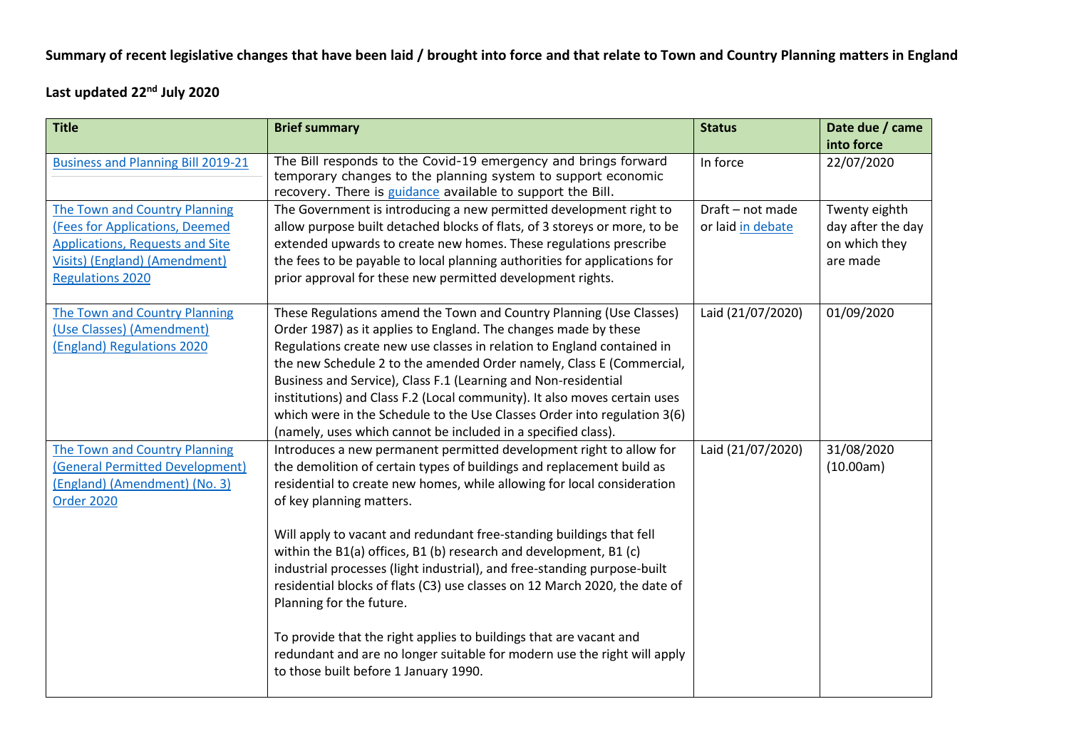**Summary of recent legislative changes that have been laid / brought into force and that relate to Town and Country Planning matters in England**

**Last updated 22nd July 2020**

| Title | Brief summary | Status | Date due / came into force |
|---|---|---|---|
| Business and Planning Bill 2019-21 | The Bill responds to the Covid-19 emergency and brings forward temporary changes to the planning system to support economic recovery. There is guidance available to support the Bill. | In force | 22/07/2020 |
| The Town and Country Planning (Fees for Applications, Deemed Applications, Requests and Site Visits) (England) (Amendment) Regulations 2020 | The Government is introducing a new permitted development right to allow purpose built detached blocks of flats, of 3 storeys or more, to be extended upwards to create new homes. These regulations prescribe the fees to be payable to local planning authorities for applications for prior approval for these new permitted development rights. | Draft – not made or laid in debate | Twenty eighth day after the day on which they are made |
| The Town and Country Planning (Use Classes) (Amendment) (England) Regulations 2020 | These Regulations amend the Town and Country Planning (Use Classes) Order 1987 as it applies to England. The changes made by these Regulations create new use classes in relation to England contained in the new Schedule 2 to the amended Order namely, Class E (Commercial, Business and Service), Class F.1 (Learning and Non-residential institutions) and Class F.2 (Local community). It also moves certain uses which were in the Schedule to the Use Classes Order into regulation 3(6) (namely, uses which cannot be included in a specified class). | Laid (21/07/2020) | 01/09/2020 |
| The Town and Country Planning (General Permitted Development) (England) (Amendment) (No. 3) Order 2020 | Introduces a new permanent permitted development right to allow for the demolition of certain types of buildings and replacement build as residential to create new homes, while allowing for local consideration of key planning matters.<br><br>Will apply to vacant and redundant free-standing buildings that fell within the B1(a) offices, B1 (b) research and development, B1 (c) industrial processes (light industrial), and free-standing purpose-built residential blocks of flats (C3) use classes on 12 March 2020, the date of Planning for the future.<br><br>To provide that the right applies to buildings that are vacant and redundant and are no longer suitable for modern use the right will apply to those built before 1 January 1990. | Laid (21/07/2020) | 31/08/2020 (10.00am) |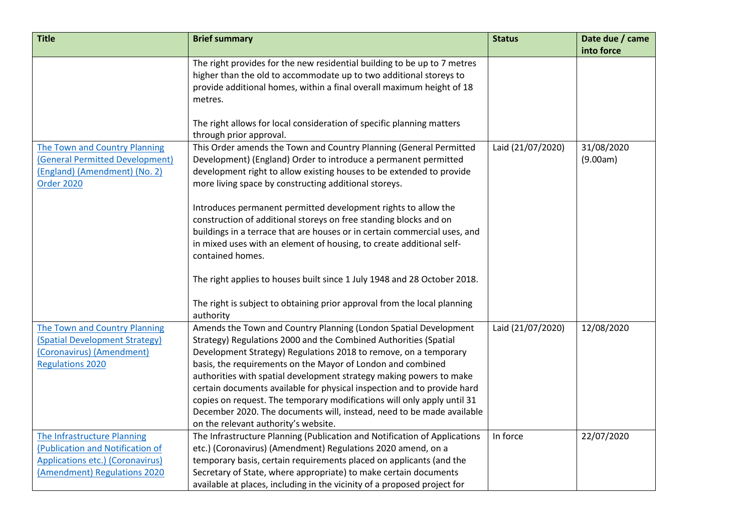| Title | Brief summary | Status | Date due / came into force |
|---|---|---|---|
| | The right provides for the new residential building to be up to 7 metres higher than the old to accommodate up to two additional storeys to provide additional homes, within a final overall maximum height of 18 metres.<br><br>The right allows for local consideration of specific planning matters through prior approval. | | |
| [The Town and Country Planning (General Permitted Development) (England) (Amendment) (No. 2) Order 2020]() | This Order amends the Town and Country Planning (General Permitted Development) (England) Order to introduce a permanent permitted development right to allow existing houses to be extended to provide more living space by constructing additional storeys.<br><br>Introduces permanent permitted development rights to allow the construction of additional storeys on free standing blocks and on buildings in a terrace that are houses or in certain commercial uses, and in mixed uses with an element of housing, to create additional self-contained homes.<br><br>The right applies to houses built since 1 July 1948 and 28 October 2018.<br><br>The right is subject to obtaining prior approval from the local planning authority | Laid (21/07/2020) | 31/08/2020 (9.00am) |
| [The Town and Country Planning (Spatial Development Strategy) (Coronavirus) (Amendment) Regulations 2020]() | Amends the Town and Country Planning (London Spatial Development Strategy) Regulations 2000 and the Combined Authorities (Spatial Development Strategy) Regulations 2018 to remove, on a temporary basis, the requirements on the Mayor of London and combined authorities with spatial development strategy making powers to make certain documents available for physical inspection and to provide hard copies on request. The temporary modifications will only apply until 31 December 2020. The documents will, instead, need to be made available on the relevant authority's website. | Laid (21/07/2020) | 12/08/2020 |
| [The Infrastructure Planning (Publication and Notification of Applications etc.) (Coronavirus) (Amendment) Regulations 2020]() | The Infrastructure Planning (Publication and Notification of Applications etc.) (Coronavirus) (Amendment) Regulations 2020 amend, on a temporary basis, certain requirements placed on applicants (and the Secretary of State, where appropriate) to make certain documents available at places, including in the vicinity of a proposed project for | In force | 22/07/2020 |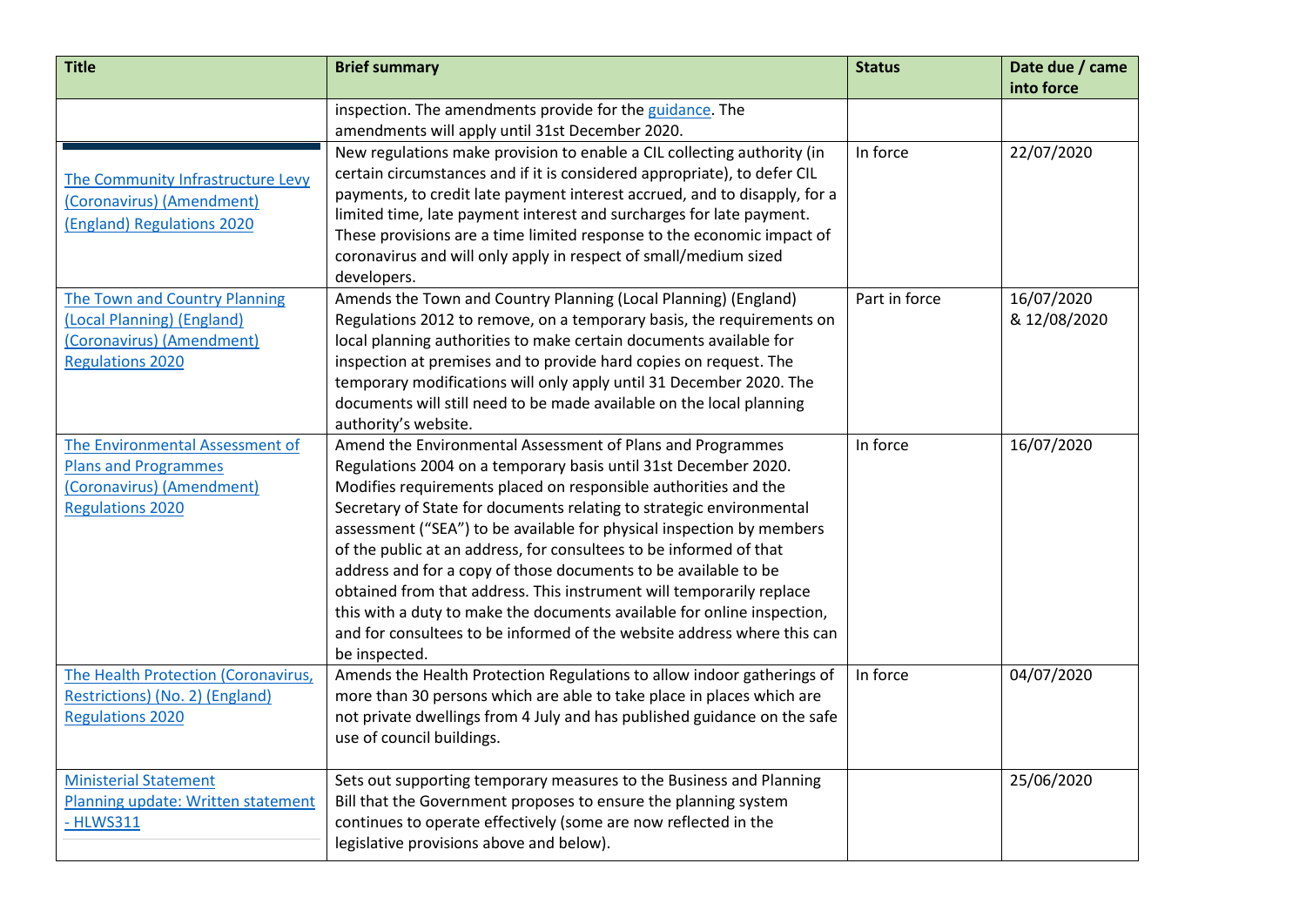| Title | Brief summary | Status | Date due / came into force |
|---|---|---|---|
| | inspection. The amendments provide for the guidance. The amendments will apply until 31st December 2020. | | |
| The Community Infrastructure Levy (Coronavirus) (Amendment) (England) Regulations 2020 | New regulations make provision to enable a CIL collecting authority (in certain circumstances and if it is considered appropriate), to defer CIL payments, to credit late payment interest accrued, and to disapply, for a limited time, late payment interest and surcharges for late payment. These provisions are a time limited response to the economic impact of coronavirus and will only apply in respect of small/medium sized developers. | In force | 22/07/2020 |
| The Town and Country Planning (Local Planning) (England) (Coronavirus) (Amendment) Regulations 2020 | Amends the Town and Country Planning (Local Planning) (England) Regulations 2012 to remove, on a temporary basis, the requirements on local planning authorities to make certain documents available for inspection at premises and to provide hard copies on request. The temporary modifications will only apply until 31 December 2020. The documents will still need to be made available on the local planning authority's website. | Part in force | 16/07/2020 & 12/08/2020 |
| The Environmental Assessment of Plans and Programmes (Coronavirus) (Amendment) Regulations 2020 | Amend the Environmental Assessment of Plans and Programmes Regulations 2004 on a temporary basis until 31st December 2020. Modifies requirements placed on responsible authorities and the Secretary of State for documents relating to strategic environmental assessment ("SEA") to be available for physical inspection by members of the public at an address, for consultees to be informed of that address and for a copy of those documents to be available to be obtained from that address. This instrument will temporarily replace this with a duty to make the documents available for online inspection, and for consultees to be informed of the website address where this can be inspected. | In force | 16/07/2020 |
| The Health Protection (Coronavirus, Restrictions) (No. 2) (England) Regulations 2020 | Amends the Health Protection Regulations to allow indoor gatherings of more than 30 persons which are able to take place in places which are not private dwellings from 4 July and has published guidance on the safe use of council buildings. | In force | 04/07/2020 |
| Ministerial Statement Planning update: Written statement - HLWS311 | Sets out supporting temporary measures to the Business and Planning Bill that the Government proposes to ensure the planning system continues to operate effectively (some are now reflected in the legislative provisions above and below). | | 25/06/2020 |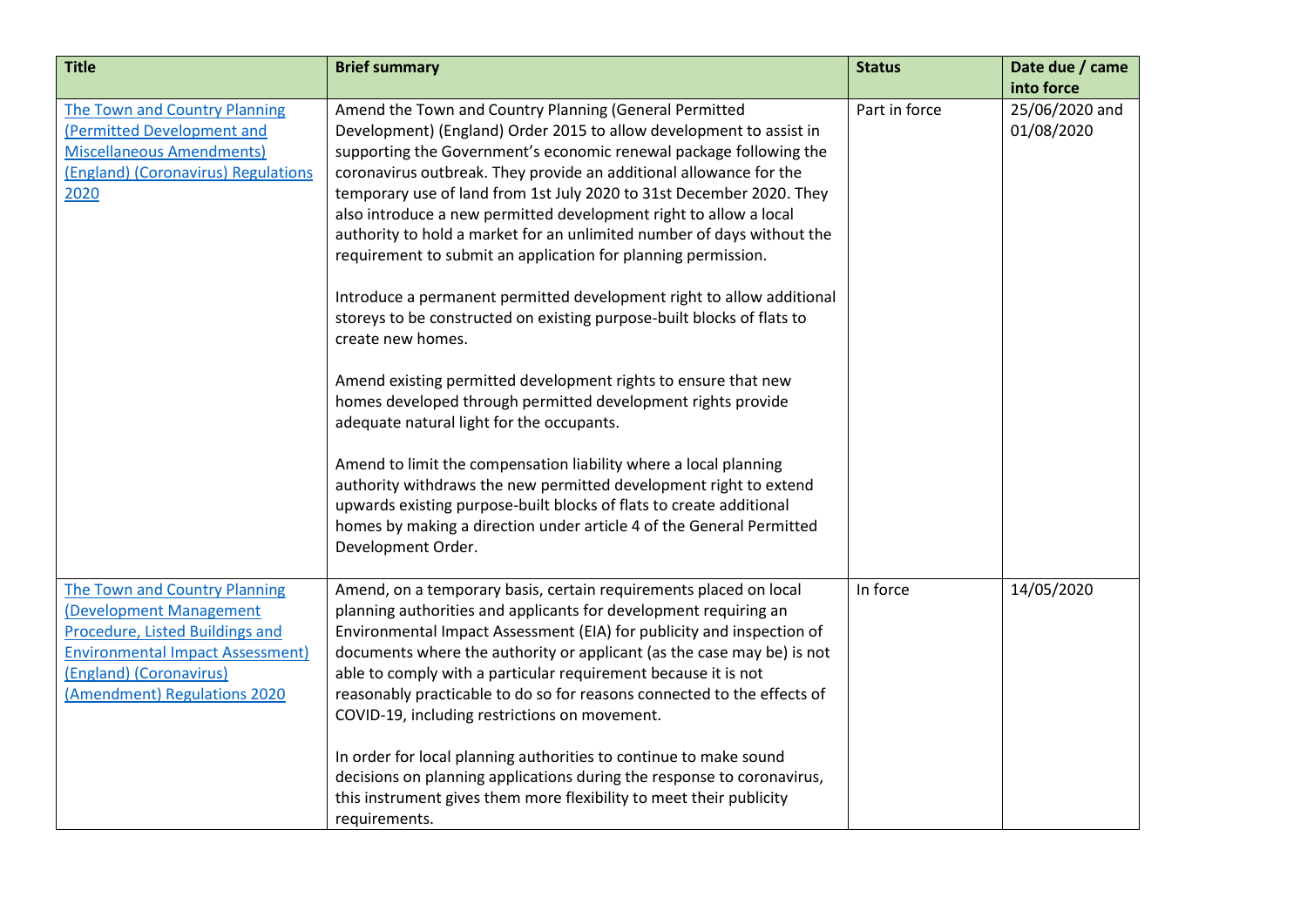| Title | Brief summary | Status | Date due / came into force |
|---|---|---|---|
| [The Town and Country Planning (Permitted Development and Miscellaneous Amendments) (England) (Coronavirus) Regulations 2020]() | Amend the Town and Country Planning (General Permitted Development) (England) Order 2015 to allow development to assist in supporting the Government's economic renewal package following the coronavirus outbreak. They provide an additional allowance for the temporary use of land from 1st July 2020 to 31st December 2020. They also introduce a new permitted development right to allow a local authority to hold a market for an unlimited number of days without the requirement to submit an application for planning permission.<br><br>Introduce a permanent permitted development right to allow additional storeys to be constructed on existing purpose-built blocks of flats to create new homes.<br><br>Amend existing permitted development rights to ensure that new homes developed through permitted development rights provide adequate natural light for the occupants.<br><br>Amend to limit the compensation liability where a local planning authority withdraws the new permitted development right to extend upwards existing purpose-built blocks of flats to create additional homes by making a direction under article 4 of the General Permitted Development Order. | Part in force | 25/06/2020 and 01/08/2020 |
| [The Town and Country Planning (Development Management Procedure, Listed Buildings and Environmental Impact Assessment) (England) (Coronavirus) (Amendment) Regulations 2020]() | Amend, on a temporary basis, certain requirements placed on local planning authorities and applicants for development requiring an Environmental Impact Assessment (EIA) for publicity and inspection of documents where the authority or applicant (as the case may be) is not able to comply with a particular requirement because it is not reasonably practicable to do so for reasons connected to the effects of COVID-19, including restrictions on movement.<br><br>In order for local planning authorities to continue to make sound decisions on planning applications during the response to coronavirus, this instrument gives them more flexibility to meet their publicity requirements. | In force | 14/05/2020 |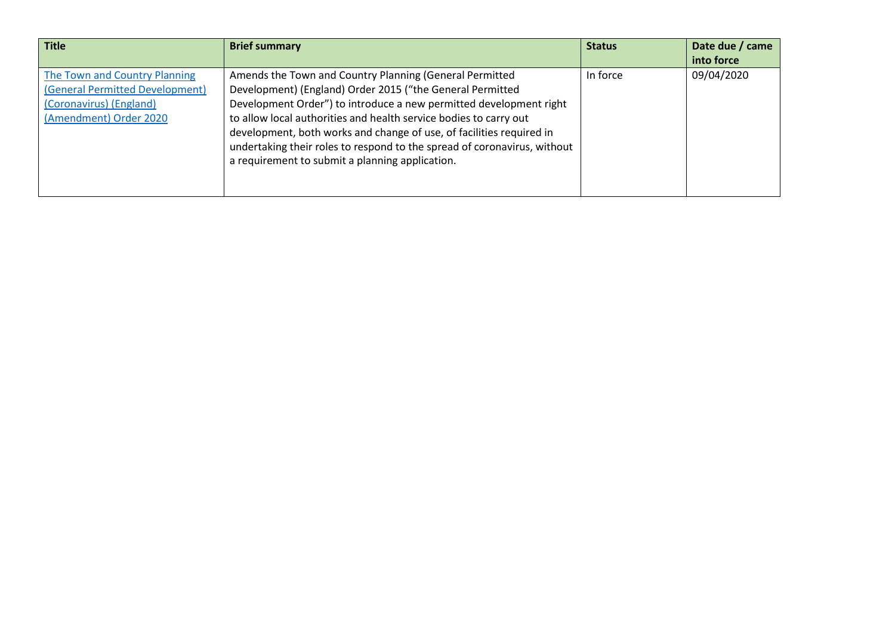| Title | Brief summary | Status | Date due / came into force |
|---|---|---|---|
| The Town and Country Planning (General Permitted Development) (Coronavirus) (England) (Amendment) Order 2020 | Amends the Town and Country Planning (General Permitted Development) (England) Order 2015 ("the General Permitted Development Order") to introduce a new permitted development right to allow local authorities and health service bodies to carry out development, both works and change of use, of facilities required in undertaking their roles to respond to the spread of coronavirus, without a requirement to submit a planning application. | In force | 09/04/2020 |